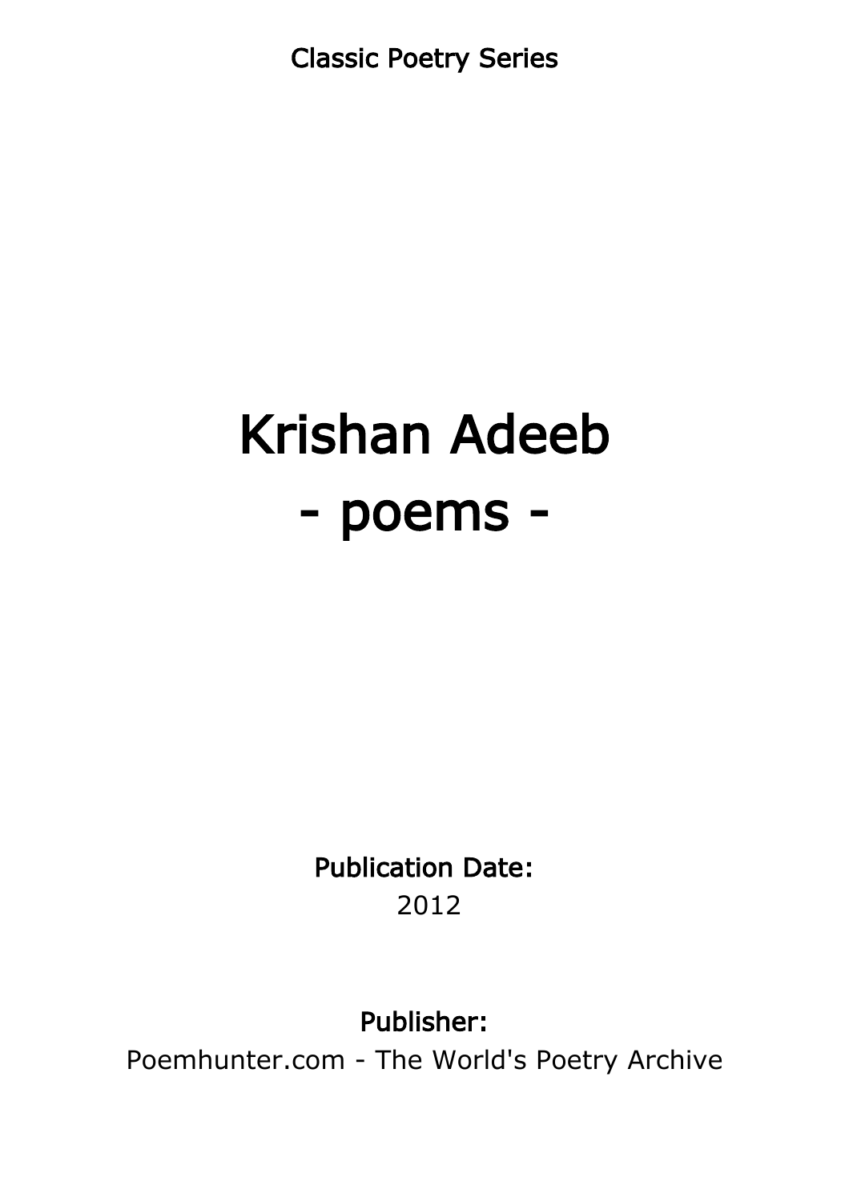Classic Poetry Series

# Krishan Adeeb
# - poems -

**Publication Date:**
2012

**Publisher:**
Poemhunter.com - The World's Poetry Archive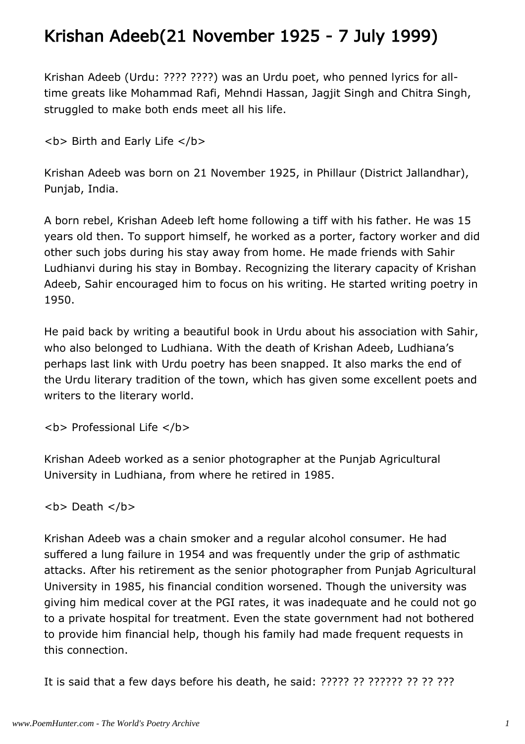# Krishan Adeeb(21 November 1925 - 7 July 1999)

Krishan Adeeb (Urdu: ???? ????) was an Urdu poet, who penned lyrics for all-time greats like Mohammad Rafi, Mehndi Hassan, Jagjit Singh and Chitra Singh, struggled to make both ends meet all his life.

<b> Birth and Early Life </b>

Krishan Adeeb was born on 21 November 1925, in Phillaur (District Jallandhar), Punjab, India.

A born rebel, Krishan Adeeb left home following a tiff with his father. He was 15 years old then. To support himself, he worked as a porter, factory worker and did other such jobs during his stay away from home. He made friends with Sahir Ludhianvi during his stay in Bombay. Recognizing the literary capacity of Krishan Adeeb, Sahir encouraged him to focus on his writing. He started writing poetry in 1950.

He paid back by writing a beautiful book in Urdu about his association with Sahir, who also belonged to Ludhiana. With the death of Krishan Adeeb, Ludhiana's perhaps last link with Urdu poetry has been snapped. It also marks the end of the Urdu literary tradition of the town, which has given some excellent poets and writers to the literary world.

<b> Professional Life </b>

Krishan Adeeb worked as a senior photographer at the Punjab Agricultural University in Ludhiana, from where he retired in 1985.

<b> Death </b>

Krishan Adeeb was a chain smoker and a regular alcohol consumer. He had suffered a lung failure in 1954 and was frequently under the grip of asthmatic attacks. After his retirement as the senior photographer from Punjab Agricultural University in 1985, his financial condition worsened. Though the university was giving him medical cover at the PGI rates, it was inadequate and he could not go to a private hospital for treatment. Even the state government had not bothered to provide him financial help, though his family had made frequent requests in this connection.

It is said that a few days before his death, he said: ????? ?? ?????? ?? ?? ???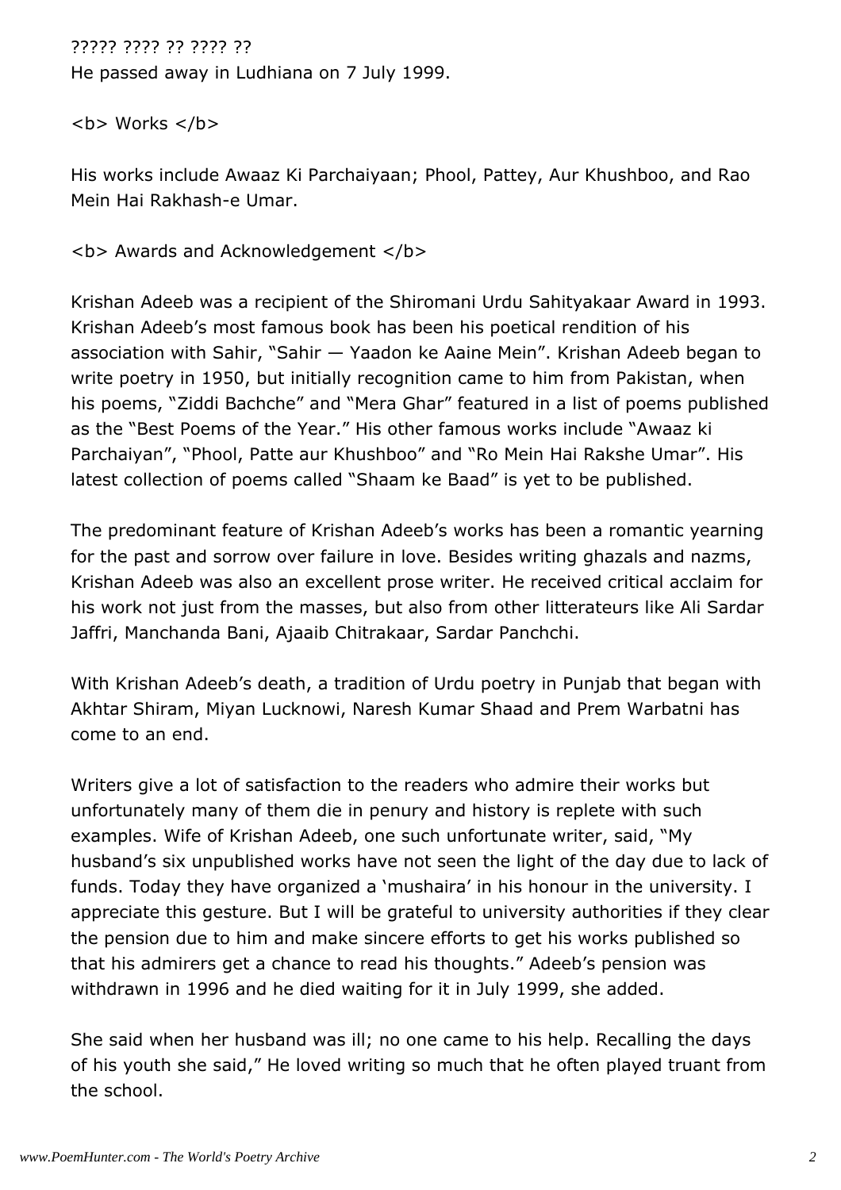????? ???? ?? ???? ??
He passed away in Ludhiana on 7 July 1999.

**Works**

His works include Awaaz Ki Parchaiyaan; Phool, Pattey, Aur Khushboo, and Rao Mein Hai Rakhash-e Umar.

**Awards and Acknowledgement**

Krishan Adeeb was a recipient of the Shiromani Urdu Sahityakaar Award in 1993. Krishan Adeeb's most famous book has been his poetical rendition of his association with Sahir, "Sahir — Yaadon ke Aaine Mein". Krishan Adeeb began to write poetry in 1950, but initially recognition came to him from Pakistan, when his poems, "Ziddi Bachche" and "Mera Ghar" featured in a list of poems published as the "Best Poems of the Year." His other famous works include "Awaaz ki Parchaiyan", "Phool, Patte aur Khushboo" and "Ro Mein Hai Rakshe Umar". His latest collection of poems called "Shaam ke Baad" is yet to be published.

The predominant feature of Krishan Adeeb's works has been a romantic yearning for the past and sorrow over failure in love. Besides writing ghazals and nazms, Krishan Adeeb was also an excellent prose writer. He received critical acclaim for his work not just from the masses, but also from other litterateurs like Ali Sardar Jaffri, Manchanda Bani, Ajaaib Chitrakaar, Sardar Panchchi.

With Krishan Adeeb's death, a tradition of Urdu poetry in Punjab that began with Akhtar Shiram, Miyan Lucknowi, Naresh Kumar Shaad and Prem Warbatni has come to an end.

Writers give a lot of satisfaction to the readers who admire their works but unfortunately many of them die in penury and history is replete with such examples. Wife of Krishan Adeeb, one such unfortunate writer, said, "My husband's six unpublished works have not seen the light of the day due to lack of funds. Today they have organized a 'mushaira' in his honour in the university. I appreciate this gesture. But I will be grateful to university authorities if they clear the pension due to him and make sincere efforts to get his works published so that his admirers get a chance to read his thoughts." Adeeb's pension was withdrawn in 1996 and he died waiting for it in July 1999, she added.

She said when her husband was ill; no one came to his help. Recalling the days of his youth she said," He loved writing so much that he often played truant from the school.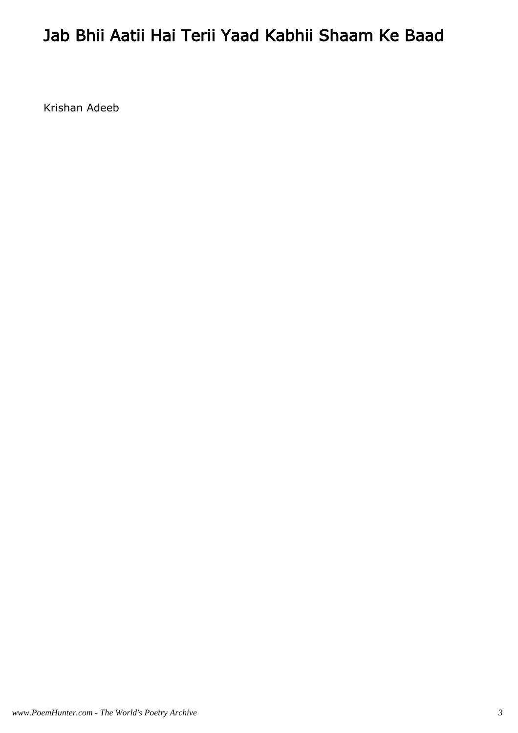# Jab Bhii Aatii Hai Terii Yaad Kabhii Shaam Ke Baad

Krishan Adeeb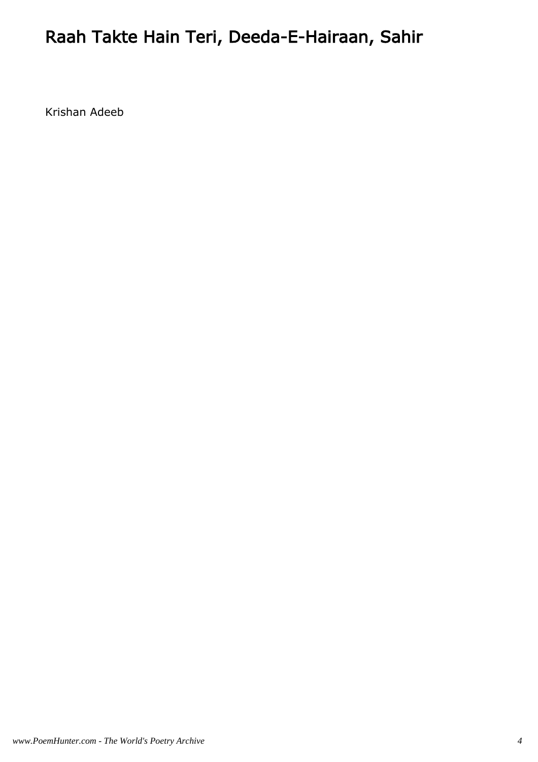# Raah Takte Hain Teri, Deeda-E-Hairaan, Sahir

Krishan Adeeb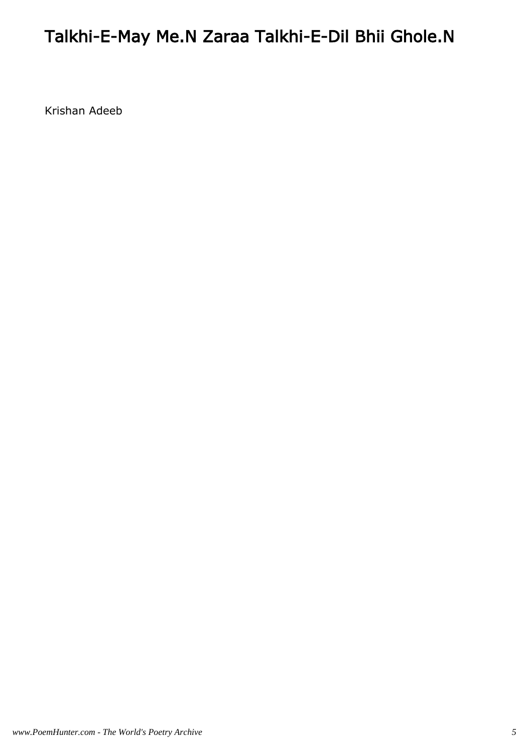# Talkhi-E-May Me.N Zaraa Talkhi-E-Dil Bhii Ghole.N

Krishan Adeeb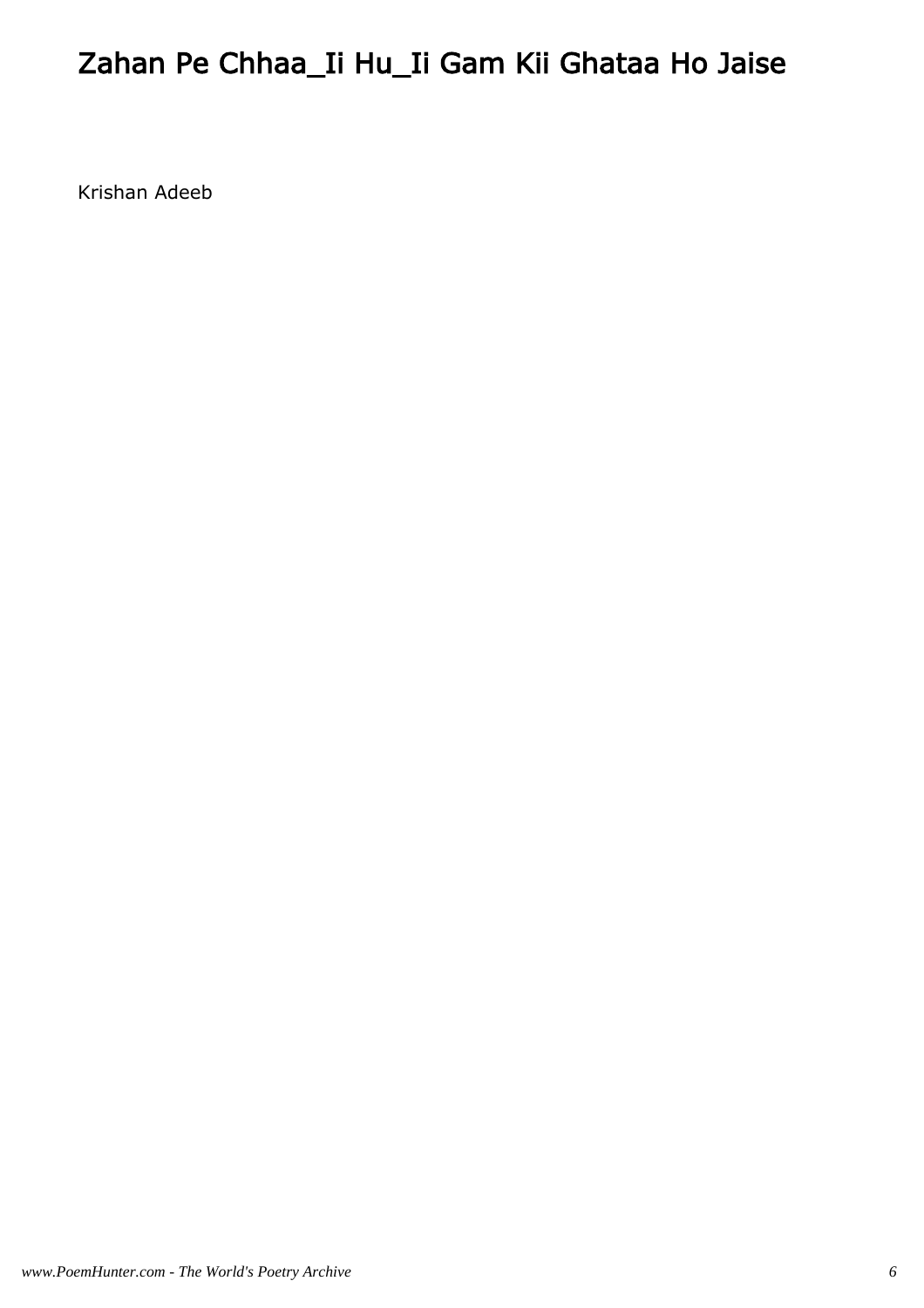# Zahan Pe Chhaa_Ii Hu_Ii Gam Kii Ghataa Ho Jaise

Krishan Adeeb